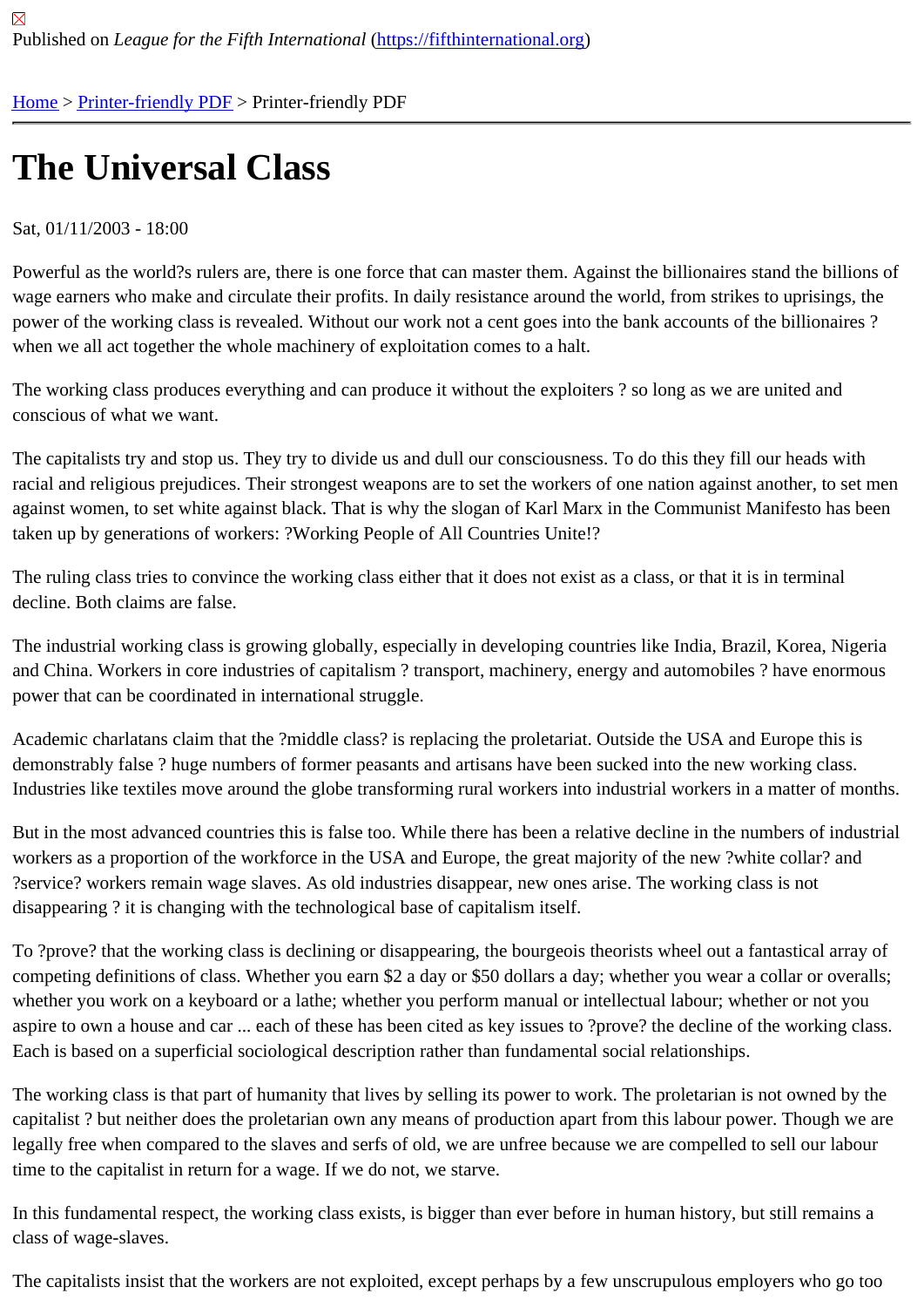Published on *League for the Fifth International* (https://fifthinternational.org)

Home > Printer-friendly PDF > Printer-friendly PDF

# The Universal Class

Sat, 01/11/2003 - 18:00

Powerful as the world?s rulers are, there is one force that can master them. Against the billionaires stand the billions of wage earners who make and circulate their profits. In daily resistance around the world, from strikes to uprisings, the power of the working class is revealed. Without our work not a cent goes into the bank accounts of the billionaires ? when we all act together the whole machinery of exploitation comes to a halt.

The working class produces everything and can produce it without the exploiters ? so long as we are united and conscious of what we want.

The capitalists try and stop us. They try to divide us and dull our consciousness. To do this they fill our heads with racial and religious prejudices. Their strongest weapons are to set the workers of one nation against another, to set men against women, to set white against black. That is why the slogan of Karl Marx in the Communist Manifesto has been taken up by generations of workers: ?Working People of All Countries Unite!?

The ruling class tries to convince the working class either that it does not exist as a class, or that it is in terminal decline. Both claims are false.

The industrial working class is growing globally, especially in developing countries like India, Brazil, Korea, Nigeria and China. Workers in core industries of capitalism ? transport, machinery, energy and automobiles ? have enormous power that can be coordinated in international struggle.

Academic charlatans claim that the ?middle class? is replacing the proletariat. Outside the USA and Europe this is demonstrably false ? huge numbers of former peasants and artisans have been sucked into the new working class. Industries like textiles move around the globe transforming rural workers into industrial workers in a matter of months.

But in the most advanced countries this is false too. While there has been a relative decline in the numbers of industrial workers as a proportion of the workforce in the USA and Europe, the great majority of the new ?white collar? and ?service? workers remain wage slaves. As old industries disappear, new ones arise. The working class is not disappearing ? it is changing with the technological base of capitalism itself.

To ?prove? that the working class is declining or disappearing, the bourgeois theorists wheel out a fantastical array of competing definitions of class. Whether you earn $2 a day or $50 dollars a day; whether you wear a collar or overalls; whether you work on a keyboard or a lathe; whether you perform manual or intellectual labour; whether or not you aspire to own a house and car ... each of these has been cited as key issues to ?prove? the decline of the working class. Each is based on a superficial sociological description rather than fundamental social relationships.

The working class is that part of humanity that lives by selling its power to work. The proletarian is not owned by the capitalist ? but neither does the proletarian own any means of production apart from this labour power. Though we are legally free when compared to the slaves and serfs of old, we are unfree because we are compelled to sell our labour time to the capitalist in return for a wage. If we do not, we starve.

In this fundamental respect, the working class exists, is bigger than ever before in human history, but still remains a class of wage-slaves.

The capitalists insist that the workers are not exploited, except perhaps by a few unscrupulous employers who go too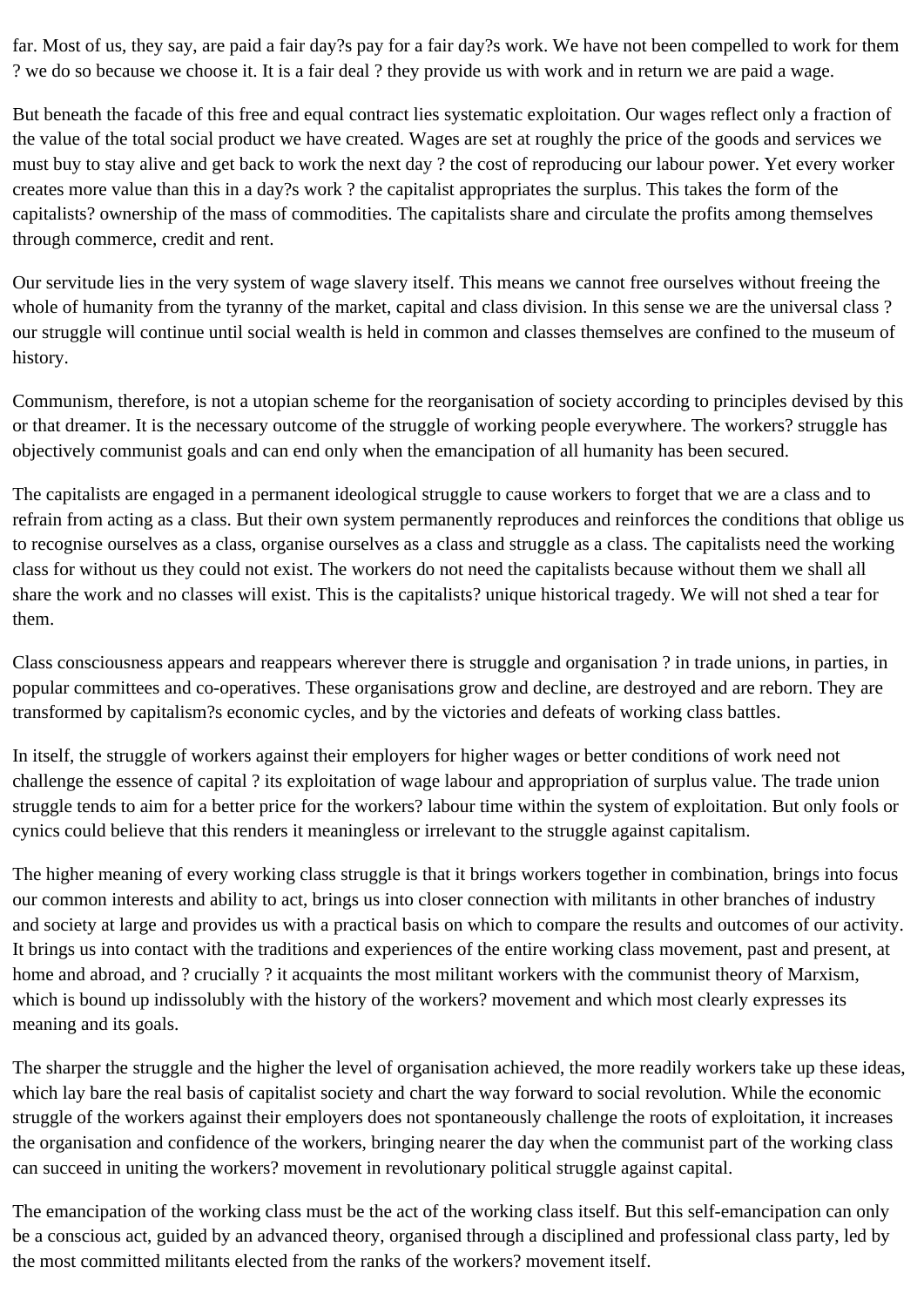far. Most of us, they say, are paid a fair day?s pay for a fair day?s work. We have not been compelled to work for them ? we do so because we choose it. It is a fair deal ? they provide us with work and in return we are paid a wage.

But beneath the facade of this free and equal contract lies systematic exploitation. Our wages reflect only a fraction of the value of the total social product we have created. Wages are set at roughly the price of the goods and services we must buy to stay alive and get back to work the next day ? the cost of reproducing our labour power. Yet every worker creates more value than this in a day?s work ? the capitalist appropriates the surplus. This takes the form of the capitalists? ownership of the mass of commodities. The capitalists share and circulate the profits among themselves through commerce, credit and rent.

Our servitude lies in the very system of wage slavery itself. This means we cannot free ourselves without freeing the whole of humanity from the tyranny of the market, capital and class division. In this sense we are the universal class ? our struggle will continue until social wealth is held in common and classes themselves are confined to the museum of history.

Communism, therefore, is not a utopian scheme for the reorganisation of society according to principles devised by this or that dreamer. It is the necessary outcome of the struggle of working people everywhere. The workers? struggle has objectively communist goals and can end only when the emancipation of all humanity has been secured.

The capitalists are engaged in a permanent ideological struggle to cause workers to forget that we are a class and to refrain from acting as a class. But their own system permanently reproduces and reinforces the conditions that oblige us to recognise ourselves as a class, organise ourselves as a class and struggle as a class. The capitalists need the working class for without us they could not exist. The workers do not need the capitalists because without them we shall all share the work and no classes will exist. This is the capitalists? unique historical tragedy. We will not shed a tear for them.

Class consciousness appears and reappears wherever there is struggle and organisation ? in trade unions, in parties, in popular committees and co-operatives. These organisations grow and decline, are destroyed and are reborn. They are transformed by capitalism?s economic cycles, and by the victories and defeats of working class battles.

In itself, the struggle of workers against their employers for higher wages or better conditions of work need not challenge the essence of capital ? its exploitation of wage labour and appropriation of surplus value. The trade union struggle tends to aim for a better price for the workers? labour time within the system of exploitation. But only fools or cynics could believe that this renders it meaningless or irrelevant to the struggle against capitalism.

The higher meaning of every working class struggle is that it brings workers together in combination, brings into focus our common interests and ability to act, brings us into closer connection with militants in other branches of industry and society at large and provides us with a practical basis on which to compare the results and outcomes of our activity. It brings us into contact with the traditions and experiences of the entire working class movement, past and present, at home and abroad, and ? crucially ? it acquaints the most militant workers with the communist theory of Marxism, which is bound up indissolubly with the history of the workers? movement and which most clearly expresses its meaning and its goals.

The sharper the struggle and the higher the level of organisation achieved, the more readily workers take up these ideas, which lay bare the real basis of capitalist society and chart the way forward to social revolution. While the economic struggle of the workers against their employers does not spontaneously challenge the roots of exploitation, it increases the organisation and confidence of the workers, bringing nearer the day when the communist part of the working class can succeed in uniting the workers? movement in revolutionary political struggle against capital.

The emancipation of the working class must be the act of the working class itself. But this self-emancipation can only be a conscious act, guided by an advanced theory, organised through a disciplined and professional class party, led by the most committed militants elected from the ranks of the workers? movement itself.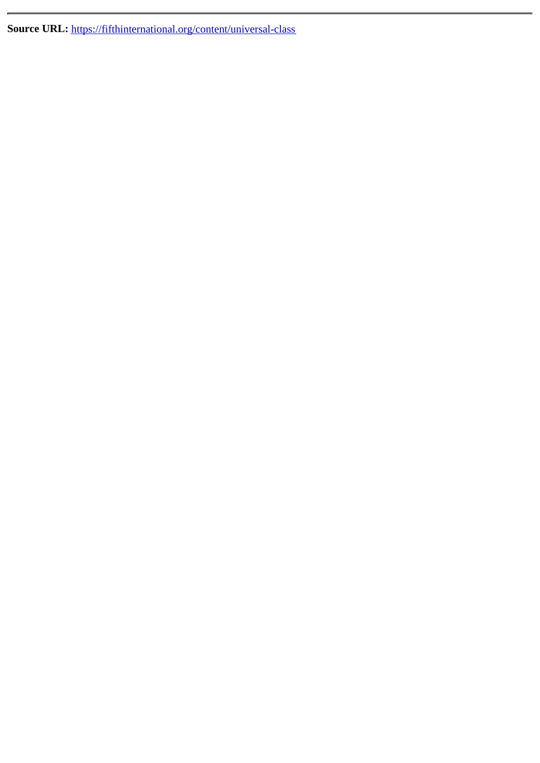**Source URL:** https://fifthinternational.org/content/universal-class